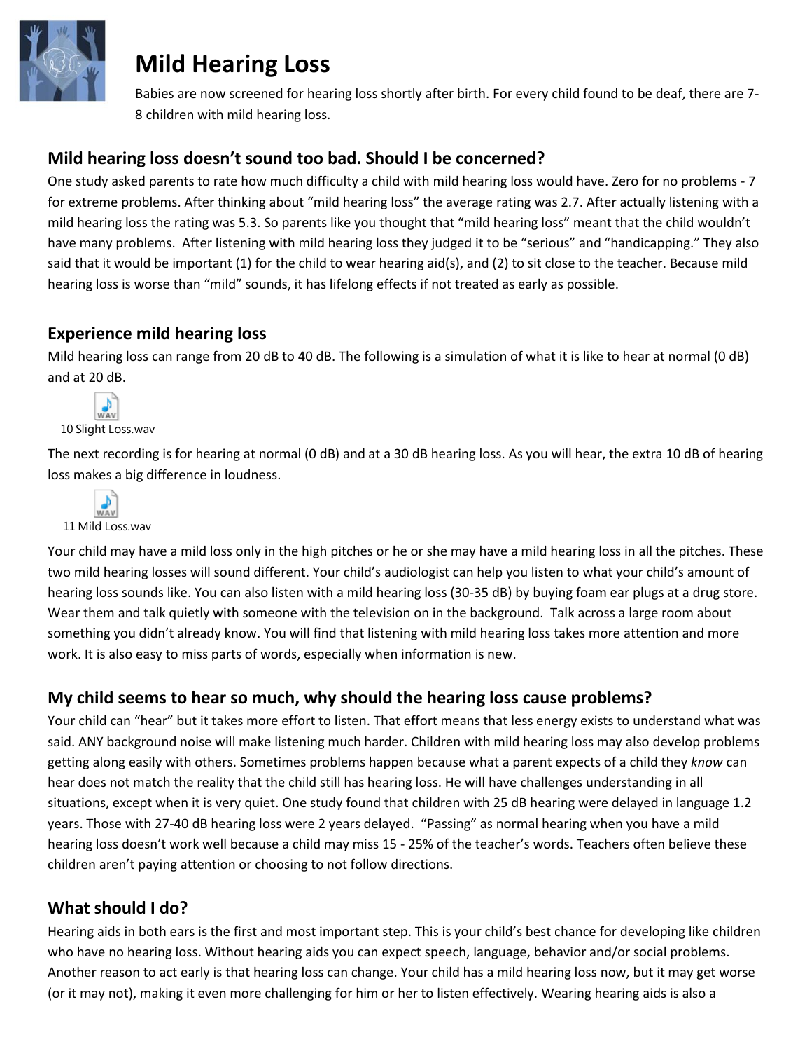# Mild Hearing Loss

Babies are now screened for hearing loss shortly after birth. For every child found to be deaf, there are 7-8 children with mild hearing loss.

## Mild hearing loss doesn't sound too bad. Should I be concerned?

One study asked parents to rate how much difficulty a child with mild hearing loss would have. Zero for no problems - 7 for extreme problems. After thinking about "mild hearing loss" the average rating was 2.7. After actually listening with a mild hearing loss the rating was 5.3. So parents like you thought that "mild hearing loss" meant that the child wouldn't have many problems. After listening with mild hearing loss they judged it to be "serious" and "handicapping." They also said that it would be important (1) for the child to wear hearing aid(s), and (2) to sit close to the teacher. Because mild hearing loss is worse than "mild" sounds, it has lifelong effects if not treated as early as possible.

## Experience mild hearing loss

Mild hearing loss can range from 20 dB to 40 dB. The following is a simulation of what it is like to hear at normal (0 dB) and at 20 dB.

10 Slight Loss.wav

The next recording is for hearing at normal (0 dB) and at a 30 dB hearing loss. As you will hear, the extra 10 dB of hearing loss makes a big difference in loudness.

11 Mild Loss.wav

Your child may have a mild loss only in the high pitches or he or she may have a mild hearing loss in all the pitches. These two mild hearing losses will sound different. Your child's audiologist can help you listen to what your child's amount of hearing loss sounds like. You can also listen with a mild hearing loss (30-35 dB) by buying foam ear plugs at a drug store. Wear them and talk quietly with someone with the television on in the background. Talk across a large room about something you didn't already know. You will find that listening with mild hearing loss takes more attention and more work. It is also easy to miss parts of words, especially when information is new.

## My child seems to hear so much, why should the hearing loss cause problems?

Your child can "hear" but it takes more effort to listen. That effort means that less energy exists to understand what was said. ANY background noise will make listening much harder. Children with mild hearing loss may also develop problems getting along easily with others. Sometimes problems happen because what a parent expects of a child they *know* can hear does not match the reality that the child still has hearing loss. He will have challenges understanding in all situations, except when it is very quiet. One study found that children with 25 dB hearing were delayed in language 1.2 years. Those with 27-40 dB hearing loss were 2 years delayed. "Passing" as normal hearing when you have a mild hearing loss doesn't work well because a child may miss 15 - 25% of the teacher's words. Teachers often believe these children aren't paying attention or choosing to not follow directions.

## What should I do?

Hearing aids in both ears is the first and most important step. This is your child's best chance for developing like children who have no hearing loss. Without hearing aids you can expect speech, language, behavior and/or social problems. Another reason to act early is that hearing loss can change. Your child has a mild hearing loss now, but it may get worse (or it may not), making it even more challenging for him or her to listen effectively. Wearing hearing aids is also a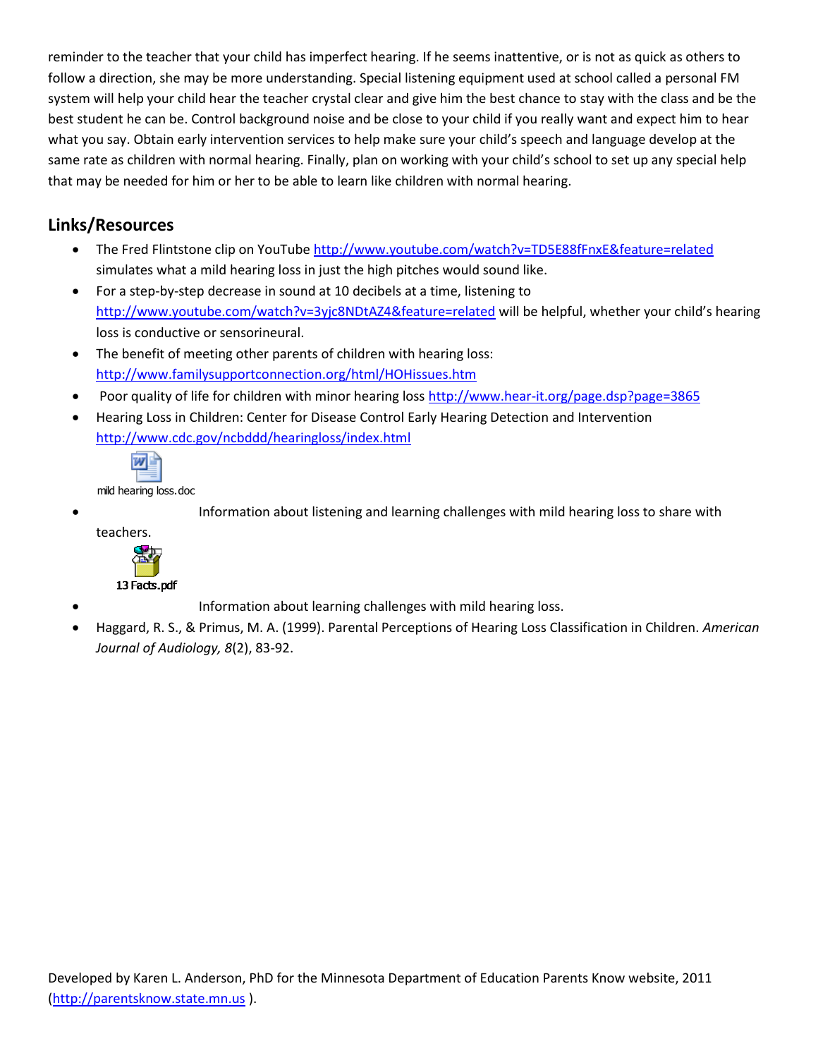reminder to the teacher that your child has imperfect hearing. If he seems inattentive, or is not as quick as others to follow a direction, she may be more understanding. Special listening equipment used at school called a personal FM system will help your child hear the teacher crystal clear and give him the best chance to stay with the class and be the best student he can be. Control background noise and be close to your child if you really want and expect him to hear what you say. Obtain early intervention services to help make sure your child's speech and language develop at the same rate as children with normal hearing. Finally, plan on working with your child's school to set up any special help that may be needed for him or her to be able to learn like children with normal hearing.

## Links/Resources

- The Fred Flintstone clip on YouTube http://www.youtube.com/watch?v=TD5E88fFnxE&feature=related simulates what a mild hearing loss in just the high pitches would sound like.
- For a step-by-step decrease in sound at 10 decibels at a time, listening to http://www.youtube.com/watch?v=3yjc8NDtAZ4&feature=related will be helpful, whether your child's hearing loss is conductive or sensorineural.
- The benefit of meeting other parents of children with hearing loss: http://www.familysupportconnection.org/html/HOHissues.htm
- Poor quality of life for children with minor hearing loss http://www.hear-it.org/page.dsp?page=3865
- Hearing Loss in Children: Center for Disease Control Early Hearing Detection and Intervention http://www.cdc.gov/ncbddd/hearingloss/index.html

mild hearing loss.doc

- Information about listening and learning challenges with mild hearing loss to share with teachers.

13 Facts.pdf

- Information about learning challenges with mild hearing loss.
- Haggard, R. S., & Primus, M. A. (1999). Parental Perceptions of Hearing Loss Classification in Children. *American Journal of Audiology, 8*(2), 83-92.

Developed by Karen L. Anderson, PhD for the Minnesota Department of Education Parents Know website, 2011 (http://parentsknow.state.mn.us ).